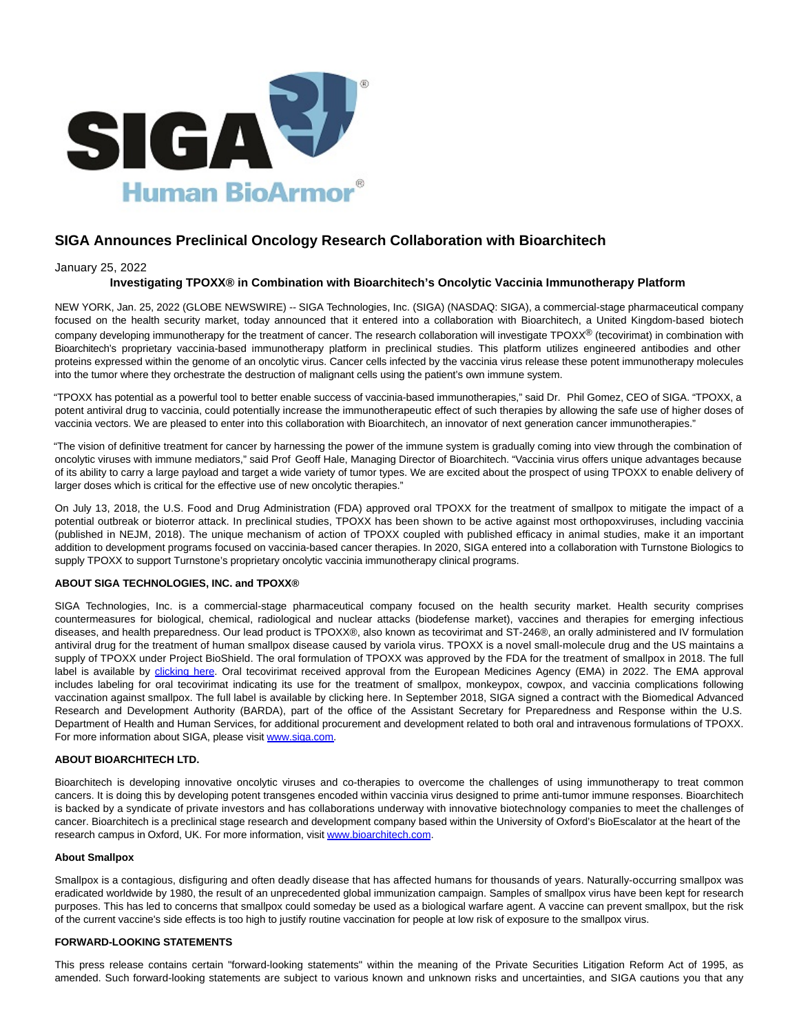# SIGA Announces Preclinical Oncology Research Collaboration with Bioarchitech

January 25, 2022

**Investigating TPOXX® in Combination with Bioarchitech's Oncolytic Vaccinia Immunotherapy Platform**

NEW YORK, Jan. 25, 2022 (GLOBE NEWSWIRE) -- SIGA Technologies, Inc. (SIGA) (NASDAQ: SIGA), a commercial-stage pharmaceutical company focused on the health security market, today announced that it entered into a collaboration with Bioarchitech, a United Kingdom-based biotech company developing immunotherapy for the treatment of cancer. The research collaboration will investigate TPOXX® (tecovirimat) in combination with Bioarchitech's proprietary vaccinia-based immunotherapy platform in preclinical studies. This platform utilizes engineered antibodies and other proteins expressed within the genome of an oncolytic virus. Cancer cells infected by the vaccinia virus release these potent immunotherapy molecules into the tumor where they orchestrate the destruction of malignant cells using the patient's own immune system.

"TPOXX has potential as a powerful tool to better enable success of vaccinia-based immunotherapies," said Dr. Phil Gomez, CEO of SIGA. "TPOXX, a potent antiviral drug to vaccinia, could potentially increase the immunotherapeutic effect of such therapies by allowing the safe use of higher doses of vaccinia vectors. We are pleased to enter into this collaboration with Bioarchitech, an innovator of next generation cancer immunotherapies."

"The vision of definitive treatment for cancer by harnessing the power of the immune system is gradually coming into view through the combination of oncolytic viruses with immune mediators," said Prof Geoff Hale, Managing Director of Bioarchitech. "Vaccinia virus offers unique advantages because of its ability to carry a large payload and target a wide variety of tumor types. We are excited about the prospect of using TPOXX to enable delivery of larger doses which is critical for the effective use of new oncolytic therapies."

On July 13, 2018, the U.S. Food and Drug Administration (FDA) approved oral TPOXX for the treatment of smallpox to mitigate the impact of a potential outbreak or bioterror attack. In preclinical studies, TPOXX has been shown to be active against most orthopoxviruses, including vaccinia (published in NEJM, 2018). The unique mechanism of action of TPOXX coupled with published efficacy in animal studies, make it an important addition to development programs focused on vaccinia-based cancer therapies. In 2020, SIGA entered into a collaboration with Turnstone Biologics to supply TPOXX to support Turnstone's proprietary oncolytic vaccinia immunotherapy clinical programs.

**ABOUT SIGA TECHNOLOGIES, INC. and TPOXX®**

SIGA Technologies, Inc. is a commercial-stage pharmaceutical company focused on the health security market. Health security comprises countermeasures for biological, chemical, radiological and nuclear attacks (biodefense market), vaccines and therapies for emerging infectious diseases, and health preparedness. Our lead product is TPOXX®, also known as tecovirimat and ST-246®, an orally administered and IV formulation antiviral drug for the treatment of human smallpox disease caused by variola virus. TPOXX is a novel small-molecule drug and the US maintains a supply of TPOXX under Project BioShield. The oral formulation of TPOXX was approved by the FDA for the treatment of smallpox in 2018. The full label is available by [clicking here](). Oral tecovirimat received approval from the European Medicines Agency (EMA) in 2022. The EMA approval includes labeling for oral tecovirimat indicating its use for the treatment of smallpox, monkeypox, cowpox, and vaccinia complications following vaccination against smallpox. The full label is available by clicking here. In September 2018, SIGA signed a contract with the Biomedical Advanced Research and Development Authority (BARDA), part of the office of the Assistant Secretary for Preparedness and Response within the U.S. Department of Health and Human Services, for additional procurement and development related to both oral and intravenous formulations of TPOXX. For more information about SIGA, please visit [www.siga.com](www.siga.com).

**ABOUT BIOARCHITECH LTD.**

Bioarchitech is developing innovative oncolytic viruses and co-therapies to overcome the challenges of using immunotherapy to treat common cancers. It is doing this by developing potent transgenes encoded within vaccinia virus designed to prime anti-tumor immune responses. Bioarchitech is backed by a syndicate of private investors and has collaborations underway with innovative biotechnology companies to meet the challenges of cancer. Bioarchitech is a preclinical stage research and development company based within the University of Oxford's BioEscalator at the heart of the research campus in Oxford, UK. For more information, visit [www.bioarchitech.com](www.bioarchitech.com).

**About Smallpox**

Smallpox is a contagious, disfiguring and often deadly disease that has affected humans for thousands of years. Naturally-occurring smallpox was eradicated worldwide by 1980, the result of an unprecedented global immunization campaign. Samples of smallpox virus have been kept for research purposes. This has led to concerns that smallpox could someday be used as a biological warfare agent. A vaccine can prevent smallpox, but the risk of the current vaccine's side effects is too high to justify routine vaccination for people at low risk of exposure to the smallpox virus.

**FORWARD-LOOKING STATEMENTS**

This press release contains certain "forward-looking statements" within the meaning of the Private Securities Litigation Reform Act of 1995, as amended. Such forward-looking statements are subject to various known and unknown risks and uncertainties, and SIGA cautions you that any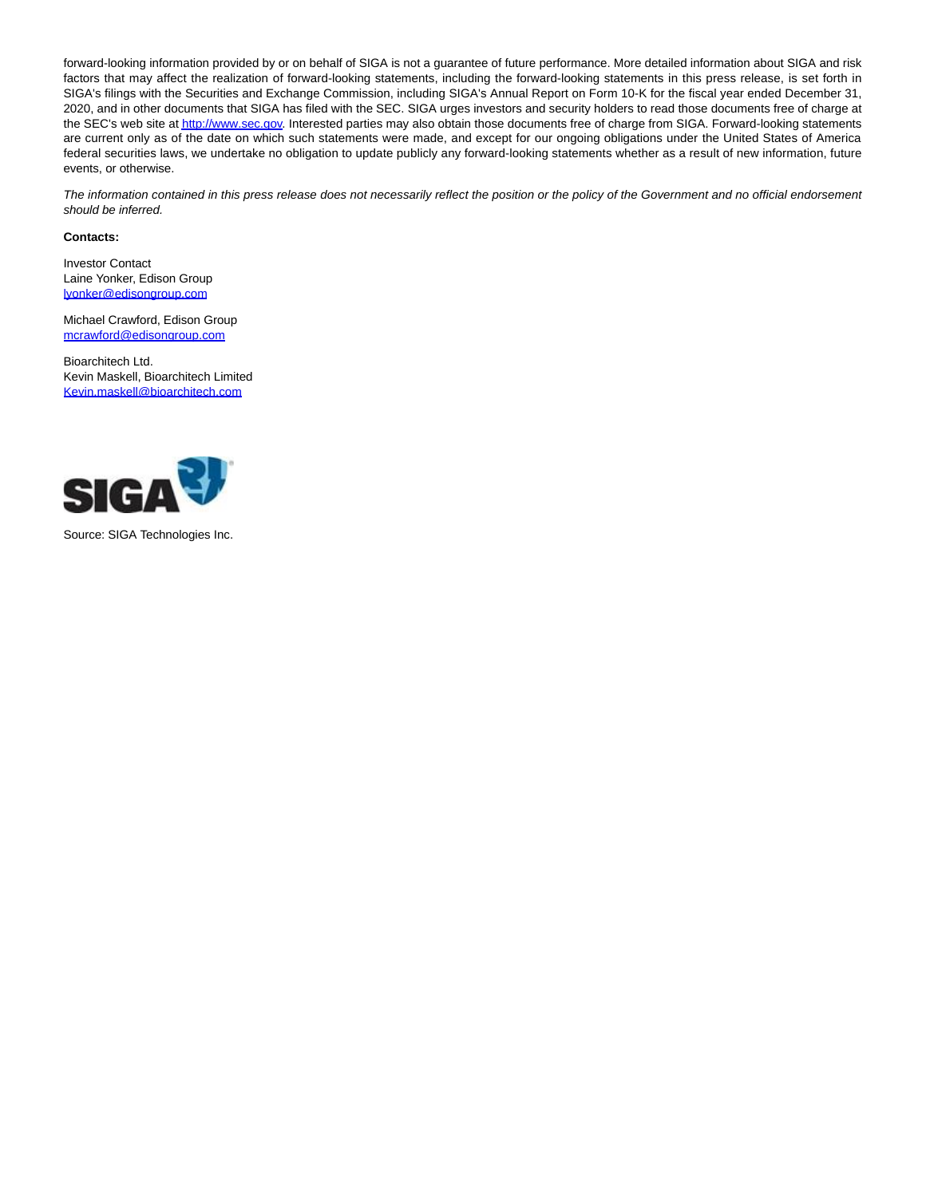forward-looking information provided by or on behalf of SIGA is not a guarantee of future performance. More detailed information about SIGA and risk factors that may affect the realization of forward-looking statements, including the forward-looking statements in this press release, is set forth in SIGA's filings with the Securities and Exchange Commission, including SIGA's Annual Report on Form 10-K for the fiscal year ended December 31, 2020, and in other documents that SIGA has filed with the SEC. SIGA urges investors and security holders to read those documents free of charge at the SEC's web site at http://www.sec.gov. Interested parties may also obtain those documents free of charge from SIGA. Forward-looking statements are current only as of the date on which such statements were made, and except for our ongoing obligations under the United States of America federal securities laws, we undertake no obligation to update publicly any forward-looking statements whether as a result of new information, future events, or otherwise.

*The information contained in this press release does not necessarily reflect the position or the policy of the Government and no official endorsement should be inferred.*

**Contacts:**

Investor Contact
Laine Yonker, Edison Group
lyonker@edisongroup.com

Michael Crawford, Edison Group
mcrawford@edisongroup.com

Bioarchitech Ltd.
Kevin Maskell, Bioarchitech Limited
Kevin.maskell@bioarchitech.com

SIGA

Source: SIGA Technologies Inc.